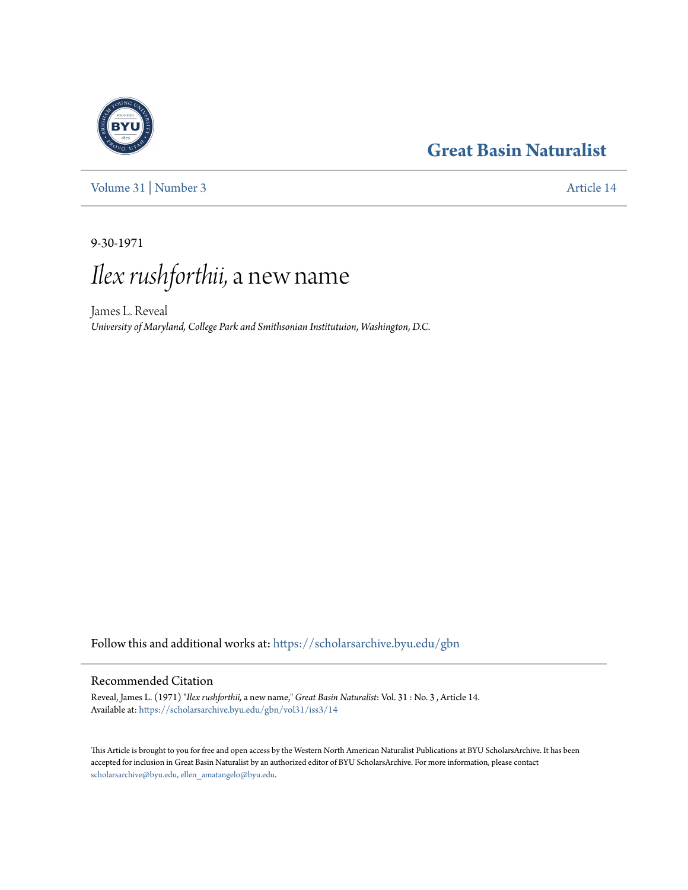# Great Basin Naturalist

Volume 31 | Number 3 — Article 14

9-30-1971

# *Ilex rushforthii,* a new name

James L. Reveal
*University of Maryland, College Park and Smithsonian Institutuion, Washington, D.C.*

Follow this and additional works at: https://scholarsarchive.byu.edu/gbn

## Recommended Citation

Reveal, James L. (1971) "*Ilex rushforthii,* a new name," *Great Basin Naturalist*: Vol. 31 : No. 3 , Article 14.
Available at: https://scholarsarchive.byu.edu/gbn/vol31/iss3/14

This Article is brought to you for free and open access by the Western North American Naturalist Publications at BYU ScholarsArchive. It has been accepted for inclusion in Great Basin Naturalist by an authorized editor of BYU ScholarsArchive. For more information, please contact scholarsarchive@byu.edu, ellen_amatangelo@byu.edu.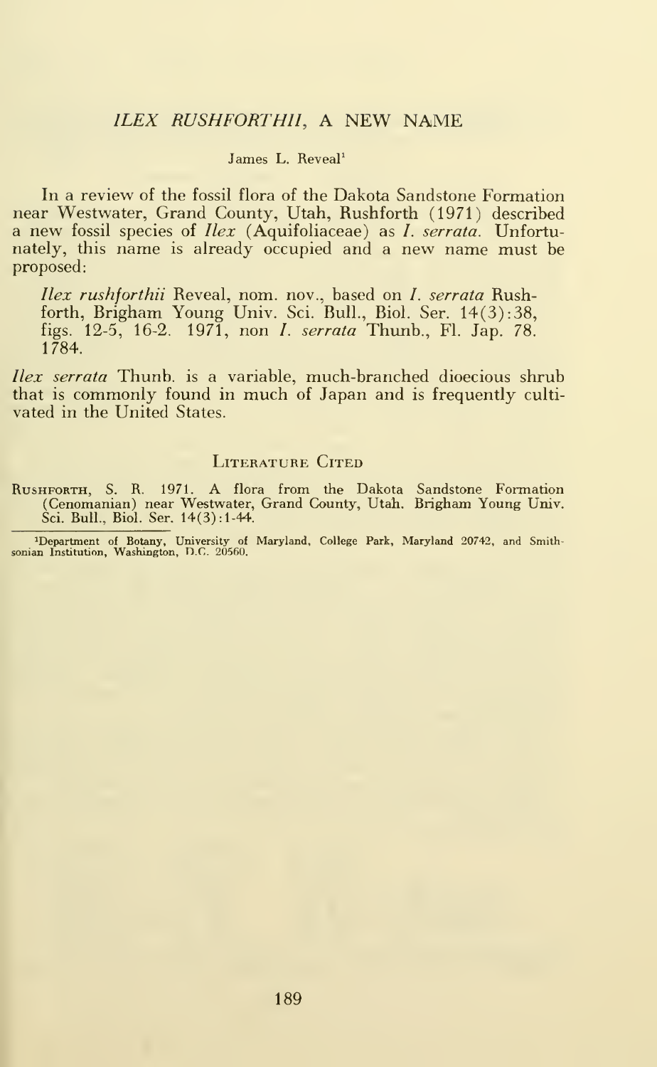# *ILEX RUSHFORTHII*, A NEW NAME

James L. Reveal[1]

In a review of the fossil flora of the Dakota Sandstone Formation near Westwater, Grand County, Utah, Rushforth (1971) described a new fossil species of *Ilex* (Aquifoliaceae) as *I. serrata*. Unfortunately, this name is already occupied and a new name must be proposed:

> *Ilex rushforthii* Reveal, nom. nov., based on *I. serrata* Rushforth, Brigham Young Univ. Sci. Bull., Biol. Ser. 14(3):38, figs. 12-5, 16-2. 1971, non *I. serrata* Thunb., Fl. Jap. 78. 1784.

*Ilex serrata* Thunb. is a variable, much-branched dioecious shrub that is commonly found in much of Japan and is frequently cultivated in the United States.

## Literature Cited

Rushforth, S. R. 1971. A flora from the Dakota Sandstone Formation (Cenomanian) near Westwater, Grand County, Utah. Brigham Young Univ. Sci. Bull., Biol. Ser. 14(3):1-44.

---

[1]Department of Botany, University of Maryland, College Park, Maryland 20742, and Smithsonian Institution, Washington, D.C. 20560.